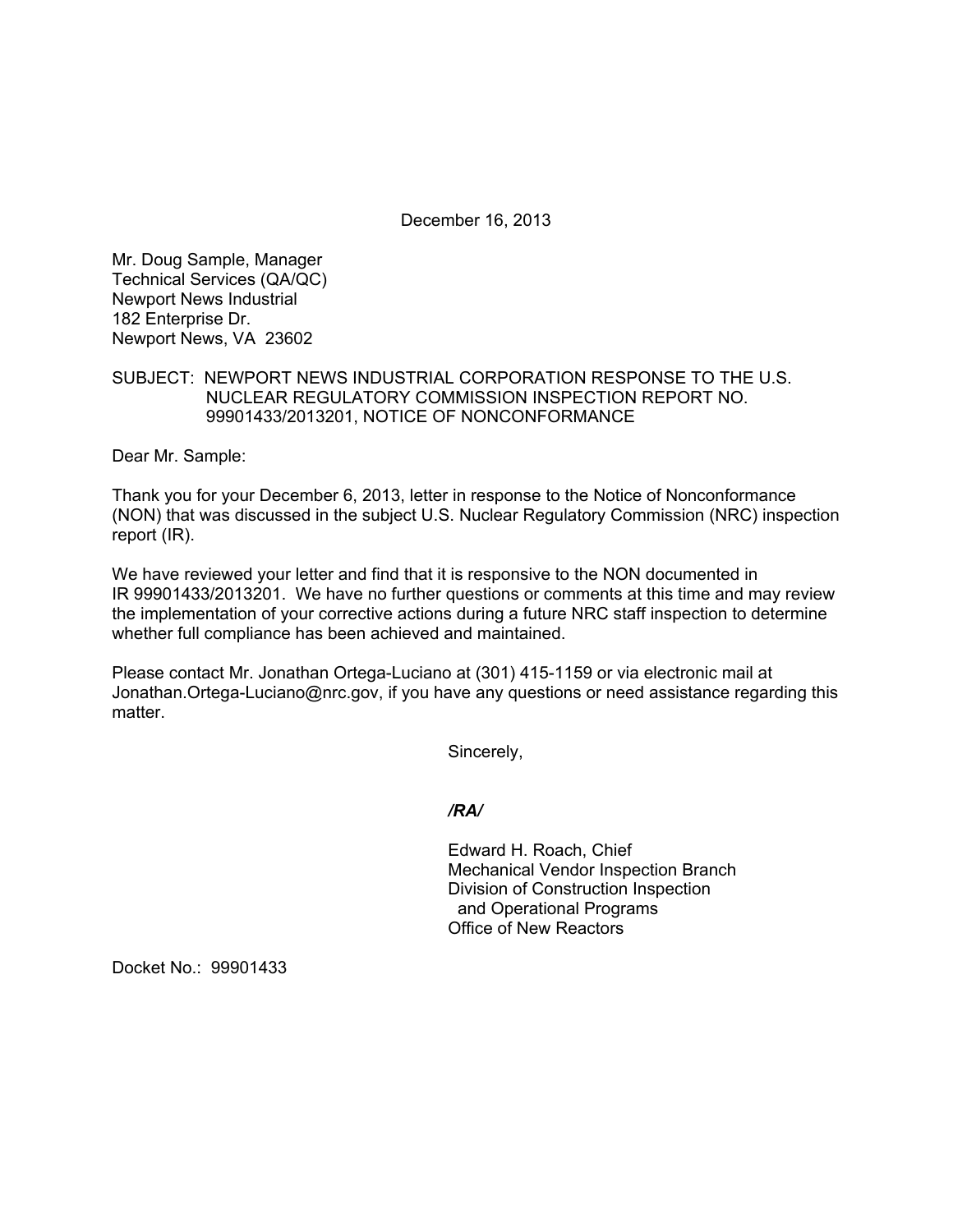December 16, 2013

Mr. Doug Sample, Manager
Technical Services (QA/QC)
Newport News Industrial
182 Enterprise Dr.
Newport News, VA 23602

SUBJECT: NEWPORT NEWS INDUSTRIAL CORPORATION RESPONSE TO THE U.S. NUCLEAR REGULATORY COMMISSION INSPECTION REPORT NO. 99901433/2013201, NOTICE OF NONCONFORMANCE

Dear Mr. Sample:

Thank you for your December 6, 2013, letter in response to the Notice of Nonconformance (NON) that was discussed in the subject U.S. Nuclear Regulatory Commission (NRC) inspection report (IR).

We have reviewed your letter and find that it is responsive to the NON documented in IR 99901433/2013201. We have no further questions or comments at this time and may review the implementation of your corrective actions during a future NRC staff inspection to determine whether full compliance has been achieved and maintained.

Please contact Mr. Jonathan Ortega-Luciano at (301) 415-1159 or via electronic mail at Jonathan.Ortega-Luciano@nrc.gov, if you have any questions or need assistance regarding this matter.

Sincerely,

*/RA/*

Edward H. Roach, Chief
Mechanical Vendor Inspection Branch
Division of Construction Inspection
and Operational Programs
Office of New Reactors

Docket No.: 99901433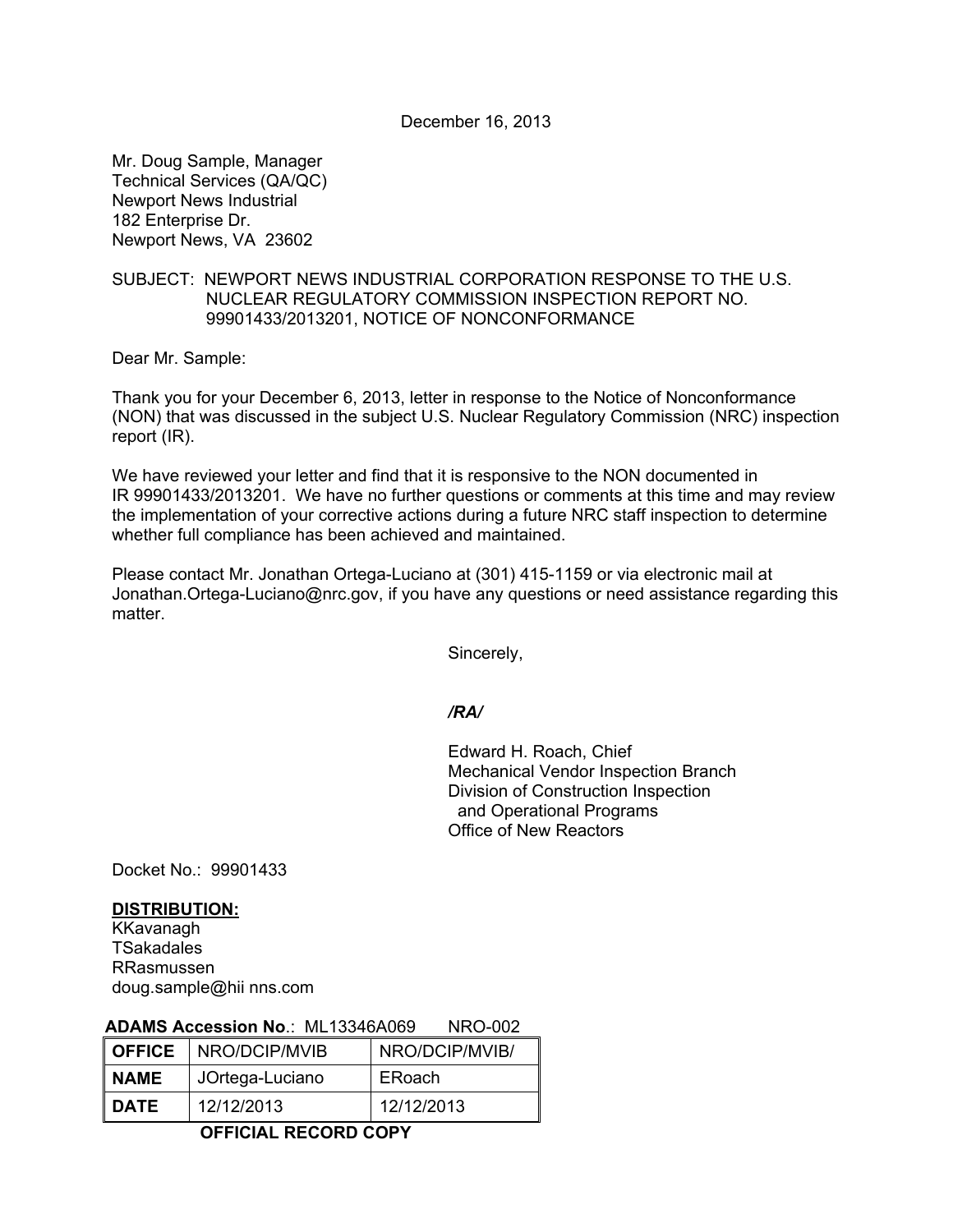December 16, 2013

Mr. Doug Sample, Manager
Technical Services (QA/QC)
Newport News Industrial
182 Enterprise Dr.
Newport News, VA 23602

SUBJECT: NEWPORT NEWS INDUSTRIAL CORPORATION RESPONSE TO THE U.S. NUCLEAR REGULATORY COMMISSION INSPECTION REPORT NO. 99901433/2013201, NOTICE OF NONCONFORMANCE

Dear Mr. Sample:

Thank you for your December 6, 2013, letter in response to the Notice of Nonconformance (NON) that was discussed in the subject U.S. Nuclear Regulatory Commission (NRC) inspection report (IR).

We have reviewed your letter and find that it is responsive to the NON documented in IR 99901433/2013201. We have no further questions or comments at this time and may review the implementation of your corrective actions during a future NRC staff inspection to determine whether full compliance has been achieved and maintained.

Please contact Mr. Jonathan Ortega-Luciano at (301) 415-1159 or via electronic mail at Jonathan.Ortega-Luciano@nrc.gov, if you have any questions or need assistance regarding this matter.

Sincerely,

*/RA/*

Edward H. Roach, Chief
Mechanical Vendor Inspection Branch
Division of Construction Inspection
and Operational Programs
Office of New Reactors

Docket No.: 99901433

**DISTRIBUTION:**
KKavanagh
TSakadales
RRasmussen
doug.sample@hii nns.com

**ADAMS Accession No**.: ML13346A069 NRO-002

| | | |
|---|---|---|
| **OFFICE** | NRO/DCIP/MVIB | NRO/DCIP/MVIB/ |
| **NAME** | JOrtega-Luciano | ERoach |
| **DATE** | 12/12/2013 | 12/12/2013 |

**OFFICIAL RECORD COPY**